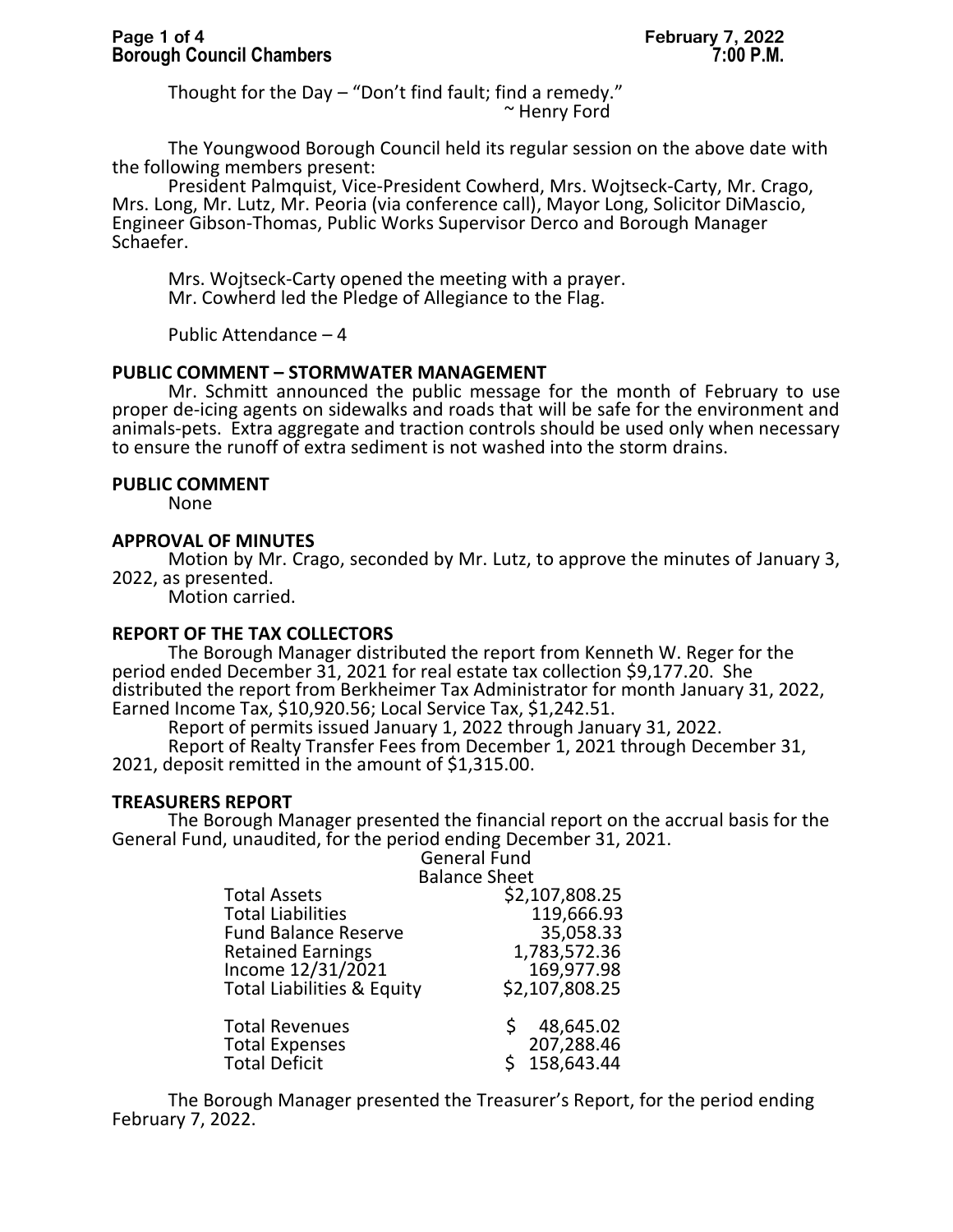Thought for the Day – "Don't find fault; find a remedy."
~ Henry Ford

The Youngwood Borough Council held its regular session on the above date with the following members present:

President Palmquist, Vice-President Cowherd, Mrs. Wojtseck-Carty, Mr. Crago, Mrs. Long, Mr. Lutz, Mr. Peoria (via conference call), Mayor Long, Solicitor DiMascio, Engineer Gibson-Thomas, Public Works Supervisor Derco and Borough Manager Schaefer.

Mrs. Wojtseck-Carty opened the meeting with a prayer.
Mr. Cowherd led the Pledge of Allegiance to the Flag.

Public Attendance – 4

**PUBLIC COMMENT – STORMWATER MANAGEMENT**

Mr. Schmitt announced the public message for the month of February to use proper de-icing agents on sidewalks and roads that will be safe for the environment and animals-pets. Extra aggregate and traction controls should be used only when necessary to ensure the runoff of extra sediment is not washed into the storm drains.

**PUBLIC COMMENT**

None

**APPROVAL OF MINUTES**

Motion by Mr. Crago, seconded by Mr. Lutz, to approve the minutes of January 3, 2022, as presented.
Motion carried.

**REPORT OF THE TAX COLLECTORS**

The Borough Manager distributed the report from Kenneth W. Reger for the period ended December 31, 2021 for real estate tax collection $9,177.20. She distributed the report from Berkheimer Tax Administrator for month January 31, 2022, Earned Income Tax, $10,920.56; Local Service Tax, $1,242.51.

Report of permits issued January 1, 2022 through January 31, 2022.

Report of Realty Transfer Fees from December 1, 2021 through December 31, 2021, deposit remitted in the amount of $1,315.00.

**TREASURERS REPORT**

The Borough Manager presented the financial report on the accrual basis for the General Fund, unaudited, for the period ending December 31, 2021.

General Fund
Balance Sheet

| | |
|---|---|
| Total Assets | $2,107,808.25 |
| Total Liabilities | 119,666.93 |
| Fund Balance Reserve | 35,058.33 |
| Retained Earnings | 1,783,572.36 |
| Income 12/31/2021 | 169,977.98 |
| Total Liabilities & Equity | $2,107,808.25 |
| | |
| Total Revenues | $ 48,645.02 |
| Total Expenses | 207,288.46 |
| Total Deficit | $ 158,643.44 |

The Borough Manager presented the Treasurer's Report, for the period ending February 7, 2022.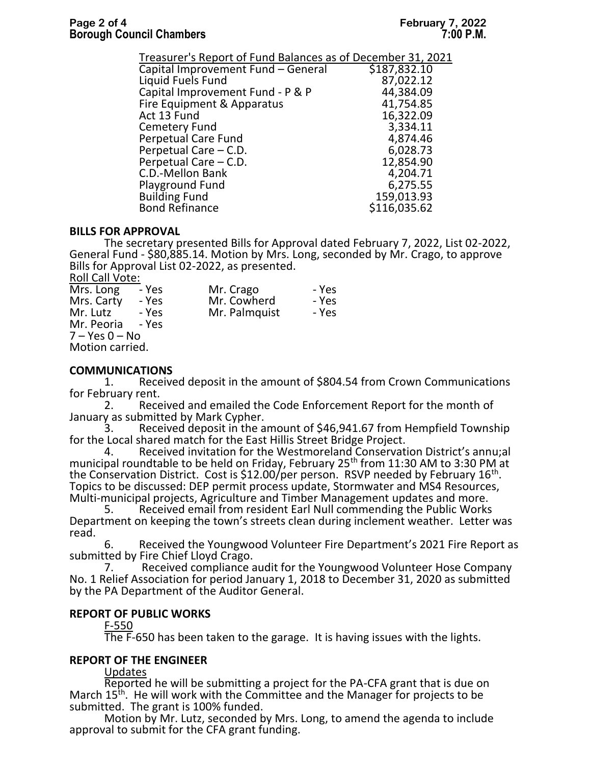Treasurer's Report of Fund Balances as of December 31, 2021

| Fund | Balance |
|---|---|
| Capital Improvement Fund – General | $187,832.10 |
| Liquid Fuels Fund | 87,022.12 |
| Capital Improvement Fund - P & P | 44,384.09 |
| Fire Equipment & Apparatus | 41,754.85 |
| Act 13 Fund | 16,322.09 |
| Cemetery Fund | 3,334.11 |
| Perpetual Care Fund | 4,874.46 |
| Perpetual Care – C.D. | 6,028.73 |
| Perpetual Care – C.D. | 12,854.90 |
| C.D.-Mellon Bank | 4,204.71 |
| Playground Fund | 6,275.55 |
| Building Fund | 159,013.93 |
| Bond Refinance | $116,035.62 |

## BILLS FOR APPROVAL

The secretary presented Bills for Approval dated February 7, 2022, List 02-2022, General Fund - $80,885.14. Motion by Mrs. Long, seconded by Mr. Crago, to approve Bills for Approval List 02-2022, as presented.

Roll Call Vote:

| | | | |
|---|---|---|---|
| Mrs. Long | - Yes | Mr. Crago | - Yes |
| Mrs. Carty | - Yes | Mr. Cowherd | - Yes |
| Mr. Lutz | - Yes | Mr. Palmquist | - Yes |
| Mr. Peoria | - Yes | | |

7 – Yes 0 – No
Motion carried.

## COMMUNICATIONS

1. Received deposit in the amount of $804.54 from Crown Communications for February rent.
2. Received and emailed the Code Enforcement Report for the month of January as submitted by Mark Cypher.
3. Received deposit in the amount of $46,941.67 from Hempfield Township for the Local shared match for the East Hillis Street Bridge Project.
4. Received invitation for the Westmoreland Conservation District's annu;al municipal roundtable to be held on Friday, February 25th from 11:30 AM to 3:30 PM at the Conservation District. Cost is $12.00/per person. RSVP needed by February 16th. Topics to be discussed: DEP permit process update, Stormwater and MS4 Resources, Multi-municipal projects, Agriculture and Timber Management updates and more.
5. Received email from resident Earl Null commending the Public Works Department on keeping the town's streets clean during inclement weather. Letter was read.
6. Received the Youngwood Volunteer Fire Department's 2021 Fire Report as submitted by Fire Chief Lloyd Crago.
7. Received compliance audit for the Youngwood Volunteer Hose Company No. 1 Relief Association for period January 1, 2018 to December 31, 2020 as submitted by the PA Department of the Auditor General.

## REPORT OF PUBLIC WORKS

F-550

The F-650 has been taken to the garage. It is having issues with the lights.

## REPORT OF THE ENGINEER

Updates

Reported he will be submitting a project for the PA-CFA grant that is due on March 15th. He will work with the Committee and the Manager for projects to be submitted. The grant is 100% funded.

Motion by Mr. Lutz, seconded by Mrs. Long, to amend the agenda to include approval to submit for the CFA grant funding.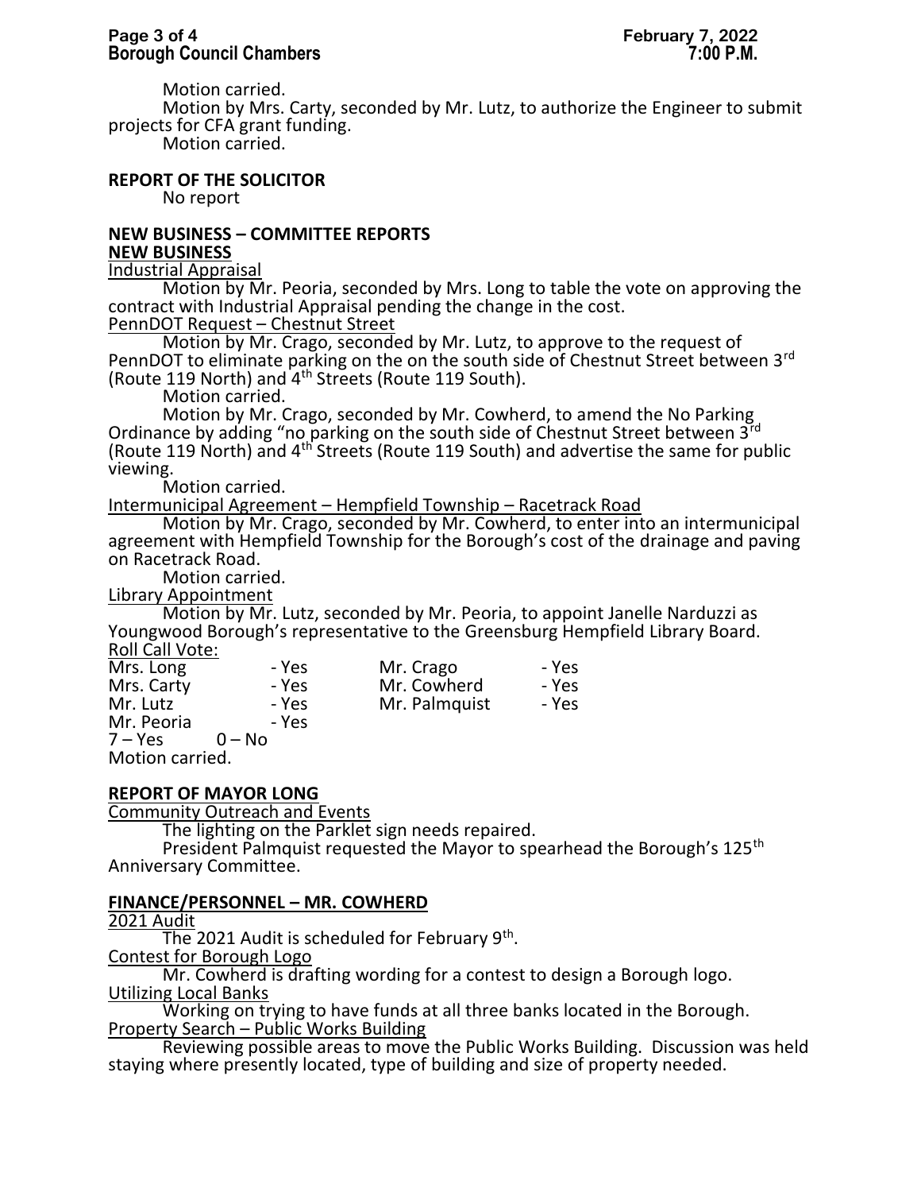Motion carried.

Motion by Mrs. Carty, seconded by Mr. Lutz, to authorize the Engineer to submit projects for CFA grant funding.

Motion carried.

**REPORT OF THE SOLICITOR**

No report

**NEW BUSINESS – COMMITTEE REPORTS**

**NEW BUSINESS**

Industrial Appraisal

Motion by Mr. Peoria, seconded by Mrs. Long to table the vote on approving the contract with Industrial Appraisal pending the change in the cost.

PennDOT Request – Chestnut Street

Motion by Mr. Crago, seconded by Mr. Lutz, to approve to the request of PennDOT to eliminate parking on the on the south side of Chestnut Street between 3rd (Route 119 North) and 4th Streets (Route 119 South).

Motion carried.

Motion by Mr. Crago, seconded by Mr. Cowherd, to amend the No Parking Ordinance by adding "no parking on the south side of Chestnut Street between 3rd (Route 119 North) and 4th Streets (Route 119 South) and advertise the same for public viewing.

Motion carried.

Intermunicipal Agreement – Hempfield Township – Racetrack Road

Motion by Mr. Crago, seconded by Mr. Cowherd, to enter into an intermunicipal agreement with Hempfield Township for the Borough's cost of the drainage and paving on Racetrack Road.

Motion carried.

Library Appointment

Motion by Mr. Lutz, seconded by Mr. Peoria, to appoint Janelle Narduzzi as Youngwood Borough's representative to the Greensburg Hempfield Library Board.

Roll Call Vote:

| | | | |
|---|---|---|---|
| Mrs. Long | - Yes | Mr. Crago | - Yes |
| Mrs. Carty | - Yes | Mr. Cowherd | - Yes |
| Mr. Lutz | - Yes | Mr. Palmquist | - Yes |
| Mr. Peoria | - Yes | | |

7 – Yes 0 – No

Motion carried.

**REPORT OF MAYOR LONG**

Community Outreach and Events

The lighting on the Parklet sign needs repaired.

President Palmquist requested the Mayor to spearhead the Borough's 125th Anniversary Committee.

**FINANCE/PERSONNEL – MR. COWHERD**

2021 Audit

The 2021 Audit is scheduled for February 9th.

Contest for Borough Logo

Mr. Cowherd is drafting wording for a contest to design a Borough logo.

Utilizing Local Banks

Working on trying to have funds at all three banks located in the Borough.

Property Search – Public Works Building

Reviewing possible areas to move the Public Works Building. Discussion was held staying where presently located, type of building and size of property needed.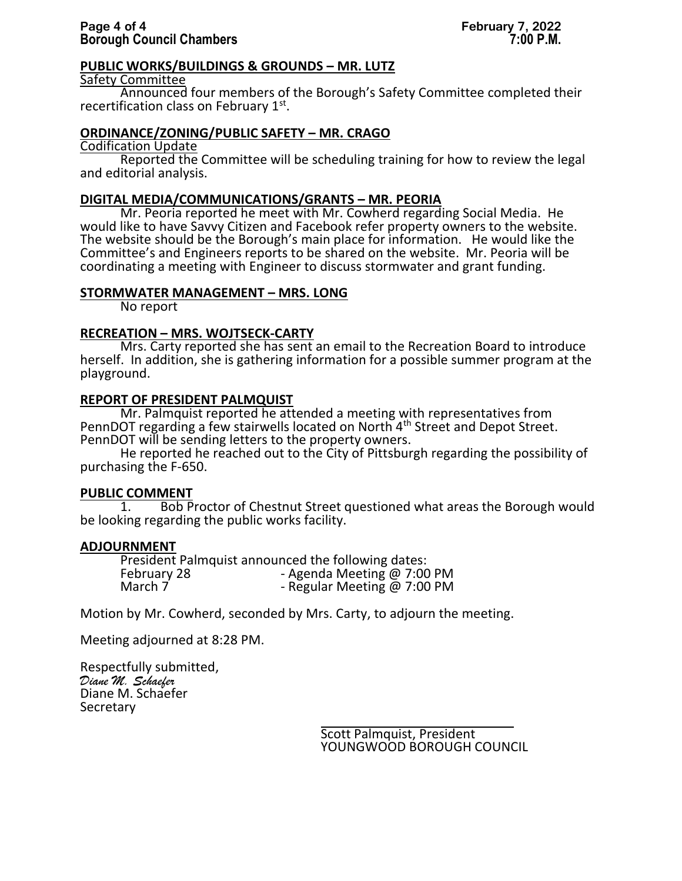## PUBLIC WORKS/BUILDINGS & GROUNDS – MR. LUTZ

Safety Committee

Announced four members of the Borough's Safety Committee completed their recertification class on February 1st.

## ORDINANCE/ZONING/PUBLIC SAFETY – MR. CRAGO

Codification Update

Reported the Committee will be scheduling training for how to review the legal and editorial analysis.

## DIGITAL MEDIA/COMMUNICATIONS/GRANTS – MR. PEORIA

Mr. Peoria reported he meet with Mr. Cowherd regarding Social Media. He would like to have Savvy Citizen and Facebook refer property owners to the website. The website should be the Borough's main place for information. He would like the Committee's and Engineers reports to be shared on the website. Mr. Peoria will be coordinating a meeting with Engineer to discuss stormwater and grant funding.

## STORMWATER MANAGEMENT – MRS. LONG

No report

## RECREATION – MRS. WOJTSECK-CARTY

Mrs. Carty reported she has sent an email to the Recreation Board to introduce herself. In addition, she is gathering information for a possible summer program at the playground.

## REPORT OF PRESIDENT PALMQUIST

Mr. Palmquist reported he attended a meeting with representatives from PennDOT regarding a few stairwells located on North 4th Street and Depot Street. PennDOT will be sending letters to the property owners.

He reported he reached out to the City of Pittsburgh regarding the possibility of purchasing the F-650.

## PUBLIC COMMENT

1. Bob Proctor of Chestnut Street questioned what areas the Borough would be looking regarding the public works facility.

## ADJOURNMENT

President Palmquist announced the following dates:

February 28 - Agenda Meeting @ 7:00 PM
March 7 - Regular Meeting @ 7:00 PM

Motion by Mr. Cowherd, seconded by Mrs. Carty, to adjourn the meeting.

Meeting adjourned at 8:28 PM.

Respectfully submitted,
*Diane M. Schaefer*
Diane M. Schaefer
Secretary

Scott Palmquist, President
YOUNGWOOD BOROUGH COUNCIL